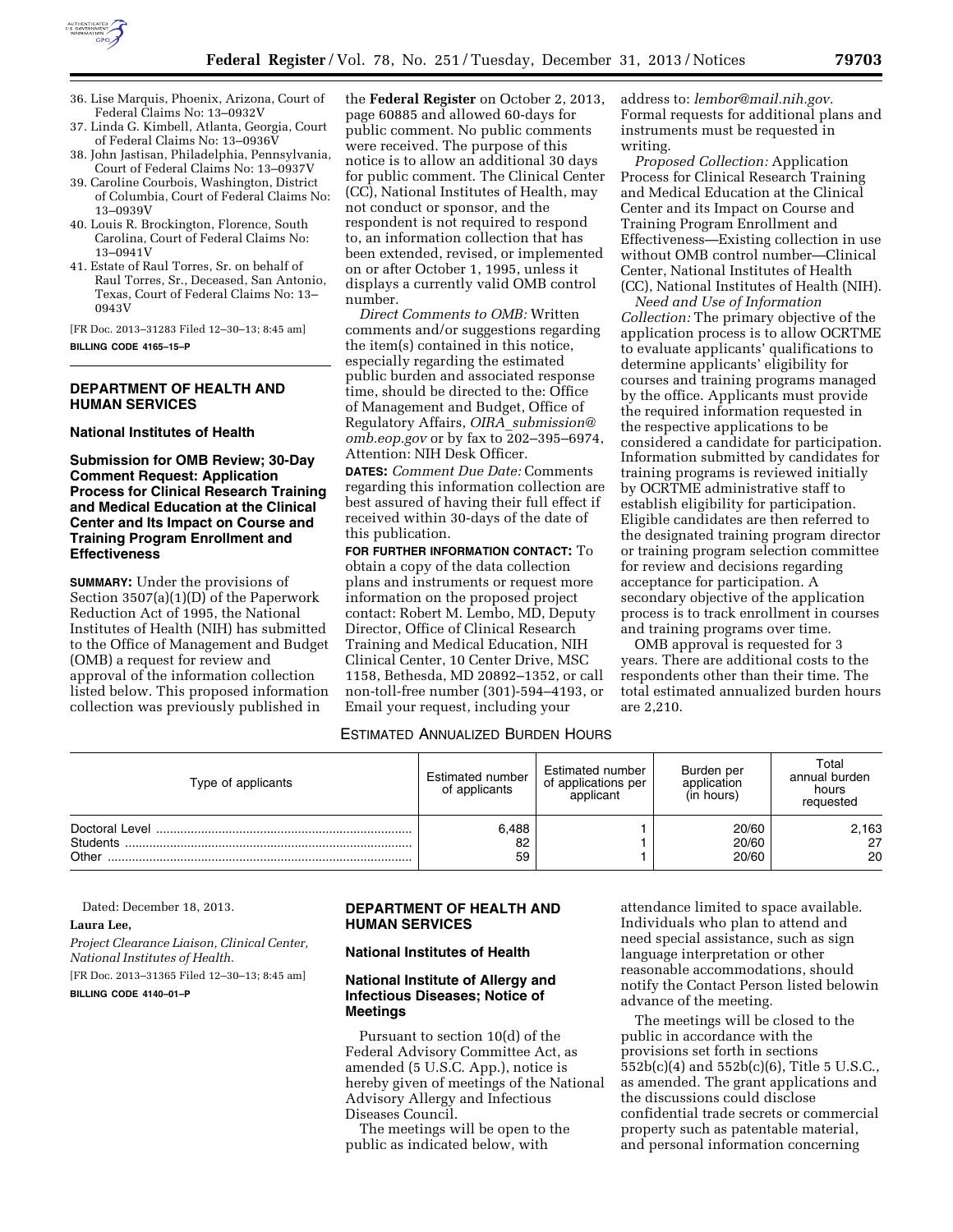36. Lise Marquis, Phoenix, Arizona, Court of Federal Claims No: 13–0932V
37. Linda G. Kimbell, Atlanta, Georgia, Court of Federal Claims No: 13–0936V
38. John Jastisan, Philadelphia, Pennsylvania, Court of Federal Claims No: 13–0937V
39. Caroline Courbois, Washington, District of Columbia, Court of Federal Claims No: 13–0939V
40. Louis R. Brockington, Florence, South Carolina, Court of Federal Claims No: 13–0941V
41. Estate of Raul Torres, Sr. on behalf of Raul Torres, Sr., Deceased, San Antonio, Texas, Court of Federal Claims No: 13–0943V

[FR Doc. 2013–31283 Filed 12–30–13; 8:45 am]

**BILLING CODE 4165–15–P**

## DEPARTMENT OF HEALTH AND HUMAN SERVICES

### National Institutes of Health

### Submission for OMB Review; 30-Day Comment Request: Application Process for Clinical Research Training and Medical Education at the Clinical Center and Its Impact on Course and Training Program Enrollment and Effectiveness

**SUMMARY:** Under the provisions of Section 3507(a)(1)(D) of the Paperwork Reduction Act of 1995, the National Institutes of Health (NIH) has submitted to the Office of Management and Budget (OMB) a request for review and approval of the information collection listed below. This proposed information collection was previously published in the **Federal Register** on October 2, 2013, page 60885 and allowed 60-days for public comment. No public comments were received. The purpose of this notice is to allow an additional 30 days for public comment. The Clinical Center (CC), National Institutes of Health, may not conduct or sponsor, and the respondent is not required to respond to, an information collection that has been extended, revised, or implemented on or after October 1, 1995, unless it displays a currently valid OMB control number.

*Direct Comments to OMB:* Written comments and/or suggestions regarding the item(s) contained in this notice, especially regarding the estimated public burden and associated response time, should be directed to the: Office of Management and Budget, Office of Regulatory Affairs, *OIRA_submission@omb.eop.gov* or by fax to 202–395–6974, Attention: NIH Desk Officer.

**DATES:** *Comment Due Date:* Comments regarding this information collection are best assured of having their full effect if received within 30-days of the date of this publication.

**FOR FURTHER INFORMATION CONTACT:** To obtain a copy of the data collection plans and instruments or request more information on the proposed project contact: Robert M. Lembo, MD, Deputy Director, Office of Clinical Research Training and Medical Education, NIH Clinical Center, 10 Center Drive, MSC 1158, Bethesda, MD 20892–1352, or call non-toll-free number (301)-594–4193, or Email your request, including your address to: *lembor@mail.nih.gov.* Formal requests for additional plans and instruments must be requested in writing.

*Proposed Collection:* Application Process for Clinical Research Training and Medical Education at the Clinical Center and its Impact on Course and Training Program Enrollment and Effectiveness—Existing collection in use without OMB control number—Clinical Center, National Institutes of Health (CC), National Institutes of Health (NIH).

*Need and Use of Information Collection:* The primary objective of the application process is to allow OCRTME to evaluate applicants' qualifications to determine applicants' eligibility for courses and training programs managed by the office. Applicants must provide the required information requested in the respective applications to be considered a candidate for participation. Information submitted by candidates for training programs is reviewed initially by OCRTME administrative staff to establish eligibility for participation. Eligible candidates are then referred to the designated training program director or training program selection committee for review and decisions regarding acceptance for participation. A secondary objective of the application process is to track enrollment in courses and training programs over time.

OMB approval is requested for 3 years. There are additional costs to the respondents other than their time. The total estimated annualized burden hours are 2,210.

ESTIMATED ANNUALIZED BURDEN HOURS

| Type of applicants | Estimated number of applicants | Estimated number of applications per applicant | Burden per application (in hours) | Total annual burden hours requested |
|---|---|---|---|---|
| Doctoral Level | 6,488 | 1 | 20/60 | 2,163 |
| Students | 82 | 1 | 20/60 | 27 |
| Other | 59 | 1 | 20/60 | 20 |

Dated: December 18, 2013.

**Laura Lee,**

*Project Clearance Liaison, Clinical Center, National Institutes of Health.*

[FR Doc. 2013–31365 Filed 12–30–13; 8:45 am]

**BILLING CODE 4140–01–P**

## DEPARTMENT OF HEALTH AND HUMAN SERVICES

### National Institutes of Health

### National Institute of Allergy and Infectious Diseases; Notice of Meetings

Pursuant to section 10(d) of the Federal Advisory Committee Act, as amended (5 U.S.C. App.), notice is hereby given of meetings of the National Advisory Allergy and Infectious Diseases Council.

The meetings will be open to the public as indicated below, with attendance limited to space available. Individuals who plan to attend and need special assistance, such as sign language interpretation or other reasonable accommodations, should notify the Contact Person listed belowin advance of the meeting.

The meetings will be closed to the public in accordance with the provisions set forth in sections 552b(c)(4) and 552b(c)(6), Title 5 U.S.C., as amended. The grant applications and the discussions could disclose confidential trade secrets or commercial property such as patentable material, and personal information concerning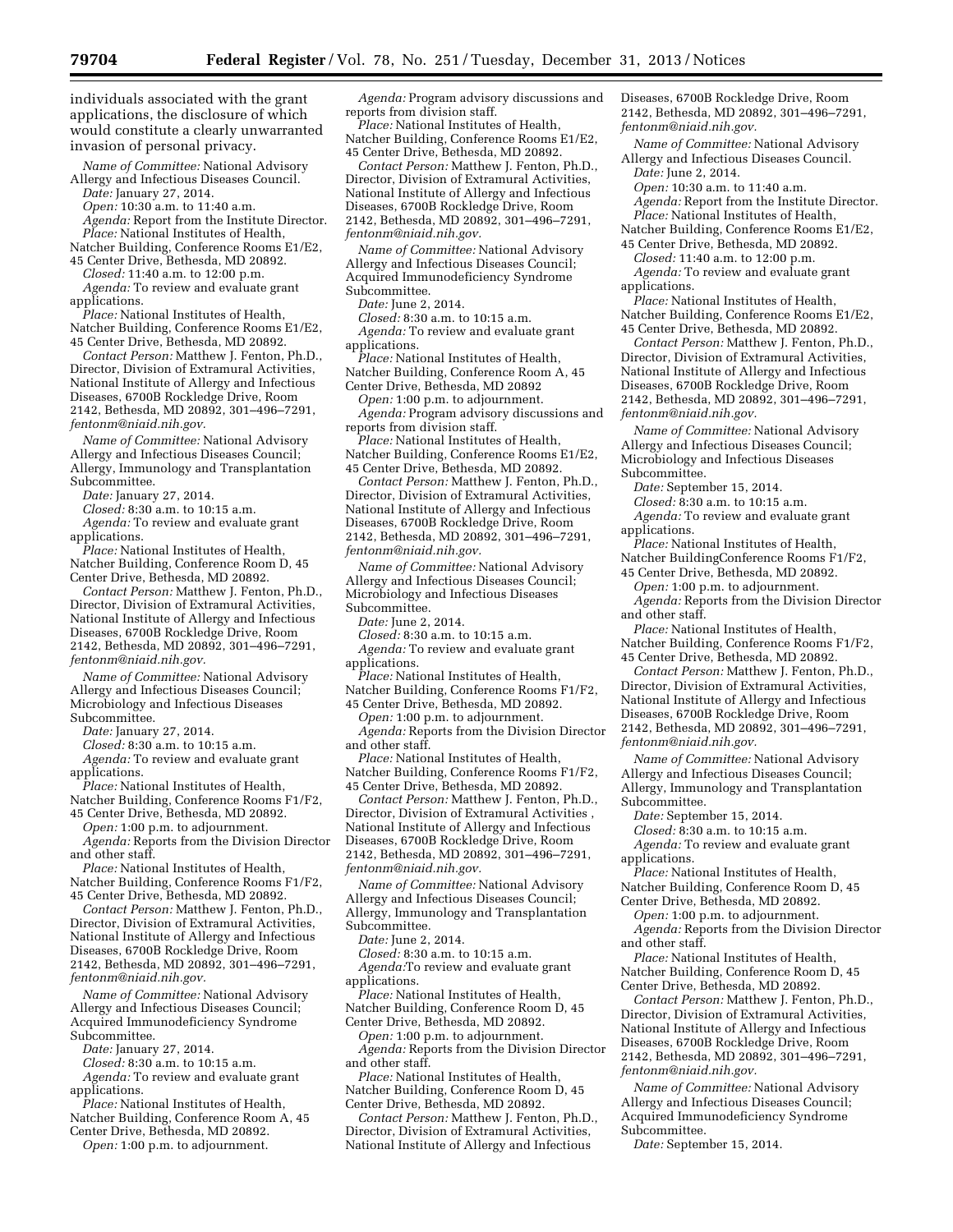individuals associated with the grant applications, the disclosure of which would constitute a clearly unwarranted invasion of personal privacy.

*Name of Committee:* National Advisory Allergy and Infectious Diseases Council.

*Date:* January 27, 2014.

*Open:* 10:30 a.m. to 11:40 a.m.

*Agenda:* Report from the Institute Director.

*Place:* National Institutes of Health, Natcher Building, Conference Rooms E1/E2, 45 Center Drive, Bethesda, MD 20892.

*Closed:* 11:40 a.m. to 12:00 p.m.

*Agenda:* To review and evaluate grant applications.

*Place:* National Institutes of Health, Natcher Building, Conference Rooms E1/E2, 45 Center Drive, Bethesda, MD 20892.

*Contact Person:* Matthew J. Fenton, Ph.D., Director, Division of Extramural Activities, National Institute of Allergy and Infectious Diseases, 6700B Rockledge Drive, Room 2142, Bethesda, MD 20892, 301–496–7291, *fentonm@niaid.nih.gov.*

*Name of Committee:* National Advisory Allergy and Infectious Diseases Council; Allergy, Immunology and Transplantation Subcommittee.

*Date:* January 27, 2014.

*Closed:* 8:30 a.m. to 10:15 a.m.

*Agenda:* To review and evaluate grant applications.

*Place:* National Institutes of Health, Natcher Building, Conference Room D, 45 Center Drive, Bethesda, MD 20892.

*Contact Person:* Matthew J. Fenton, Ph.D., Director, Division of Extramural Activities, National Institute of Allergy and Infectious Diseases, 6700B Rockledge Drive, Room 2142, Bethesda, MD 20892, 301–496–7291, *fentonm@niaid.nih.gov.*

*Name of Committee:* National Advisory Allergy and Infectious Diseases Council; Microbiology and Infectious Diseases Subcommittee.

*Date:* January 27, 2014.

*Closed:* 8:30 a.m. to 10:15 a.m.

*Agenda:* To review and evaluate grant applications.

*Place:* National Institutes of Health, Natcher Building, Conference Rooms F1/F2, 45 Center Drive, Bethesda, MD 20892.

*Open:* 1:00 p.m. to adjournment.

*Agenda:* Reports from the Division Director and other staff.

*Place:* National Institutes of Health, Natcher Building, Conference Rooms F1/F2, 45 Center Drive, Bethesda, MD 20892.

*Contact Person:* Matthew J. Fenton, Ph.D., Director, Division of Extramural Activities, National Institute of Allergy and Infectious Diseases, 6700B Rockledge Drive, Room 2142, Bethesda, MD 20892, 301–496–7291, *fentonm@niaid.nih.gov.*

*Name of Committee:* National Advisory Allergy and Infectious Diseases Council; Acquired Immunodeficiency Syndrome Subcommittee.

*Date:* January 27, 2014.

*Closed:* 8:30 a.m. to 10:15 a.m.

*Agenda:* To review and evaluate grant applications.

*Place:* National Institutes of Health, Natcher Building, Conference Room A, 45 Center Drive, Bethesda, MD 20892.

*Open:* 1:00 p.m. to adjournment.

*Agenda:* Program advisory discussions and reports from division staff.

*Place:* National Institutes of Health, Natcher Building, Conference Rooms E1/E2, 45 Center Drive, Bethesda, MD 20892.

*Contact Person:* Matthew J. Fenton, Ph.D., Director, Division of Extramural Activities, National Institute of Allergy and Infectious Diseases, 6700B Rockledge Drive, Room 2142, Bethesda, MD 20892, 301–496–7291, *fentonm@niaid.nih.gov.*

*Name of Committee:* National Advisory Allergy and Infectious Diseases Council; Acquired Immunodeficiency Syndrome Subcommittee.

*Date:* June 2, 2014.

*Closed:* 8:30 a.m. to 10:15 a.m.

*Agenda:* To review and evaluate grant applications.

*Place:* National Institutes of Health, Natcher Building, Conference Room A, 45 Center Drive, Bethesda, MD 20892

*Open:* 1:00 p.m. to adjournment.

*Agenda:* Program advisory discussions and reports from division staff.

*Place:* National Institutes of Health, Natcher Building, Conference Rooms E1/E2, 45 Center Drive, Bethesda, MD 20892.

*Contact Person:* Matthew J. Fenton, Ph.D., Director, Division of Extramural Activities, National Institute of Allergy and Infectious Diseases, 6700B Rockledge Drive, Room 2142, Bethesda, MD 20892, 301–496–7291, *fentonm@niaid.nih.gov.*

*Name of Committee:* National Advisory Allergy and Infectious Diseases Council; Microbiology and Infectious Diseases Subcommittee.

*Date:* June 2, 2014.

*Closed:* 8:30 a.m. to 10:15 a.m.

*Agenda:* To review and evaluate grant applications.

*Place:* National Institutes of Health, Natcher Building, Conference Rooms F1/F2, 45 Center Drive, Bethesda, MD 20892.

*Open:* 1:00 p.m. to adjournment.

*Agenda:* Reports from the Division Director and other staff.

*Place:* National Institutes of Health, Natcher Building, Conference Rooms F1/F2, 45 Center Drive, Bethesda, MD 20892.

*Contact Person:* Matthew J. Fenton, Ph.D., Director, Division of Extramural Activities , National Institute of Allergy and Infectious Diseases, 6700B Rockledge Drive, Room 2142, Bethesda, MD 20892, 301–496–7291, *fentonm@niaid.nih.gov.*

*Name of Committee:* National Advisory Allergy and Infectious Diseases Council; Allergy, Immunology and Transplantation Subcommittee.

*Date:* June 2, 2014.

*Closed:* 8:30 a.m. to 10:15 a.m.

*Agenda:*To review and evaluate grant applications.

*Place:* National Institutes of Health, Natcher Building, Conference Room D, 45 Center Drive, Bethesda, MD 20892.

*Open:* 1:00 p.m. to adjournment.

*Agenda:* Reports from the Division Director and other staff.

*Place:* National Institutes of Health, Natcher Building, Conference Room D, 45 Center Drive, Bethesda, MD 20892.

*Contact Person:* Matthew J. Fenton, Ph.D., Director, Division of Extramural Activities, National Institute of Allergy and Infectious Diseases, 6700B Rockledge Drive, Room 2142, Bethesda, MD 20892, 301–496–7291, *fentonm@niaid.nih.gov.*

*Name of Committee:* National Advisory Allergy and Infectious Diseases Council.

*Date:* June 2, 2014.

*Open:* 10:30 a.m. to 11:40 a.m.

*Agenda:* Report from the Institute Director.

*Place:* National Institutes of Health, Natcher Building, Conference Rooms E1/E2, 45 Center Drive, Bethesda, MD 20892.

*Closed:* 11:40 a.m. to 12:00 p.m.

*Agenda:* To review and evaluate grant applications.

*Place:* National Institutes of Health, Natcher Building, Conference Rooms E1/E2, 45 Center Drive, Bethesda, MD 20892.

*Contact Person:* Matthew J. Fenton, Ph.D., Director, Division of Extramural Activities, National Institute of Allergy and Infectious Diseases, 6700B Rockledge Drive, Room 2142, Bethesda, MD 20892, 301–496–7291, *fentonm@niaid.nih.gov.*

*Name of Committee:* National Advisory Allergy and Infectious Diseases Council; Microbiology and Infectious Diseases Subcommittee.

*Date:* September 15, 2014.

*Closed:* 8:30 a.m. to 10:15 a.m.

*Agenda:* To review and evaluate grant applications.

*Place:* National Institutes of Health, Natcher BuildingConference Rooms F1/F2, 45 Center Drive, Bethesda, MD 20892.

*Open:* 1:00 p.m. to adjournment.

*Agenda:* Reports from the Division Director and other staff.

*Place:* National Institutes of Health, Natcher Building, Conference Rooms F1/F2, 45 Center Drive, Bethesda, MD 20892.

*Contact Person:* Matthew J. Fenton, Ph.D., Director, Division of Extramural Activities, National Institute of Allergy and Infectious Diseases, 6700B Rockledge Drive, Room 2142, Bethesda, MD 20892, 301–496–7291, *fentonm@niaid.nih.gov.*

*Name of Committee:* National Advisory Allergy and Infectious Diseases Council; Allergy, Immunology and Transplantation Subcommittee.

*Date:* September 15, 2014.

*Closed:* 8:30 a.m. to 10:15 a.m.

*Agenda:* To review and evaluate grant applications.

*Place:* National Institutes of Health, Natcher Building, Conference Room D, 45 Center Drive, Bethesda, MD 20892.

*Open:* 1:00 p.m. to adjournment.

*Agenda:* Reports from the Division Director and other staff.

*Place:* National Institutes of Health, Natcher Building, Conference Room D, 45 Center Drive, Bethesda, MD 20892.

*Contact Person:* Matthew J. Fenton, Ph.D., Director, Division of Extramural Activities, National Institute of Allergy and Infectious Diseases, 6700B Rockledge Drive, Room 2142, Bethesda, MD 20892, 301–496–7291, *fentonm@niaid.nih.gov.*

*Name of Committee:* National Advisory Allergy and Infectious Diseases Council; Acquired Immunodeficiency Syndrome Subcommittee.

*Date:* September 15, 2014.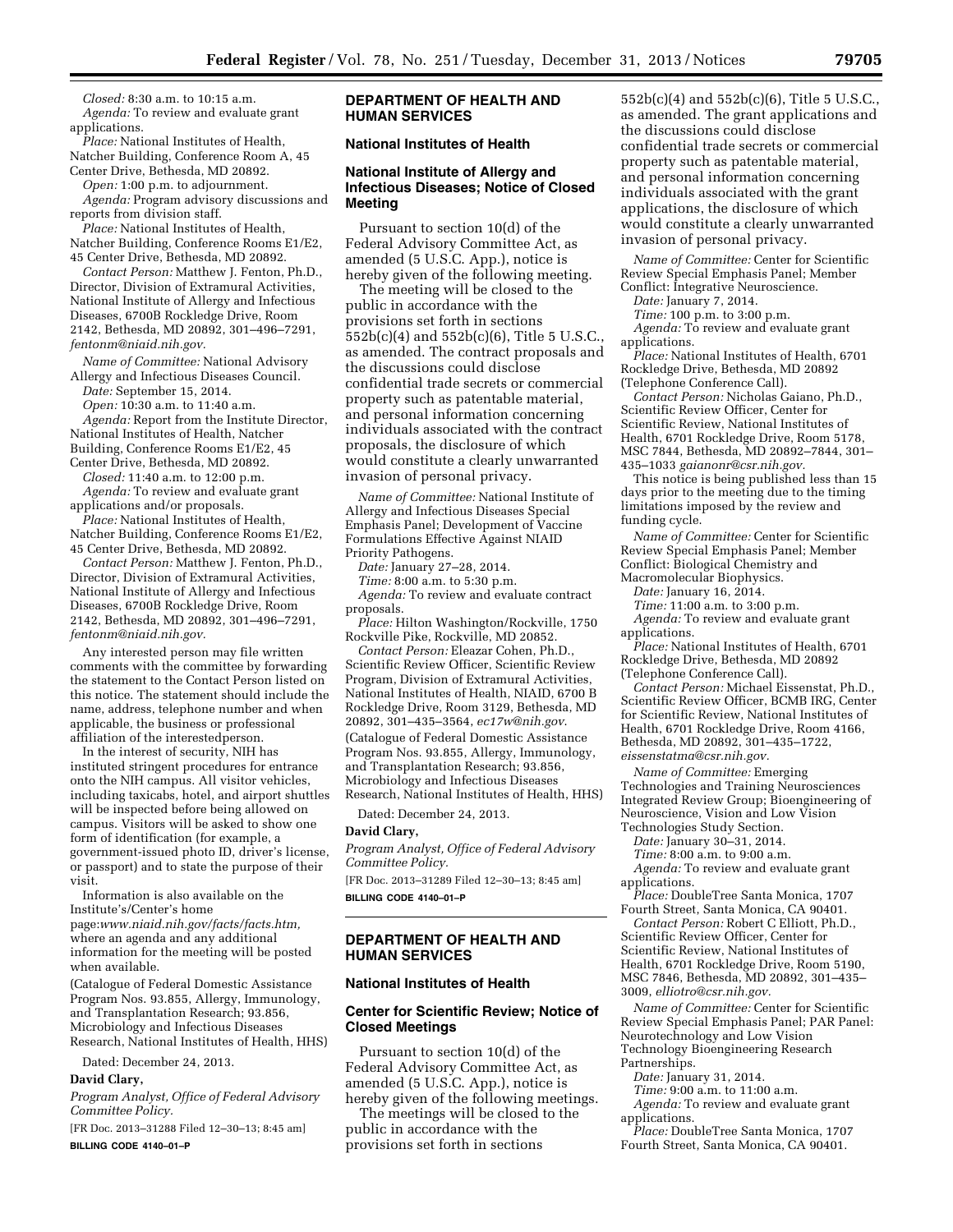*Closed:* 8:30 a.m. to 10:15 a.m.

*Agenda:* To review and evaluate grant applications.

*Place:* National Institutes of Health, Natcher Building, Conference Room A, 45 Center Drive, Bethesda, MD 20892.

*Open:* 1:00 p.m. to adjournment.

*Agenda:* Program advisory discussions and reports from division staff.

*Place:* National Institutes of Health, Natcher Building, Conference Rooms E1/E2, 45 Center Drive, Bethesda, MD 20892.

*Contact Person:* Matthew J. Fenton, Ph.D., Director, Division of Extramural Activities, National Institute of Allergy and Infectious Diseases, 6700B Rockledge Drive, Room 2142, Bethesda, MD 20892, 301–496–7291, *fentonm@niaid.nih.gov.*

*Name of Committee:* National Advisory Allergy and Infectious Diseases Council.

*Date:* September 15, 2014.

*Open:* 10:30 a.m. to 11:40 a.m.

*Agenda:* Report from the Institute Director, National Institutes of Health, Natcher Building, Conference Rooms E1/E2, 45 Center Drive, Bethesda, MD 20892.

*Closed:* 11:40 a.m. to 12:00 p.m.

*Agenda:* To review and evaluate grant applications and/or proposals.

*Place:* National Institutes of Health, Natcher Building, Conference Rooms E1/E2, 45 Center Drive, Bethesda, MD 20892.

*Contact Person:* Matthew J. Fenton, Ph.D., Director, Division of Extramural Activities, National Institute of Allergy and Infectious Diseases, 6700B Rockledge Drive, Room 2142, Bethesda, MD 20892, 301–496–7291, *fentonm@niaid.nih.gov.*

Any interested person may file written comments with the committee by forwarding the statement to the Contact Person listed on this notice. The statement should include the name, address, telephone number and when applicable, the business or professional affiliation of the interestedperson.

In the interest of security, NIH has instituted stringent procedures for entrance onto the NIH campus. All visitor vehicles, including taxicabs, hotel, and airport shuttles will be inspected before being allowed on campus. Visitors will be asked to show one form of identification (for example, a government-issued photo ID, driver's license, or passport) and to state the purpose of their visit.

Information is also available on the Institute's/Center's home page:*www.niaid.nih.gov/facts/facts.htm,* where an agenda and any additional information for the meeting will be posted when available.

(Catalogue of Federal Domestic Assistance Program Nos. 93.855, Allergy, Immunology, and Transplantation Research; 93.856, Microbiology and Infectious Diseases Research, National Institutes of Health, HHS)

Dated: December 24, 2013.

**David Clary,**

*Program Analyst, Office of Federal Advisory Committee Policy.*

[FR Doc. 2013–31288 Filed 12–30–13; 8:45 am]

**BILLING CODE 4140–01–P**

---

## DEPARTMENT OF HEALTH AND HUMAN SERVICES

### National Institutes of Health

### National Institute of Allergy and Infectious Diseases; Notice of Closed Meeting

Pursuant to section 10(d) of the Federal Advisory Committee Act, as amended (5 U.S.C. App.), notice is hereby given of the following meeting.

The meeting will be closed to the public in accordance with the provisions set forth in sections 552b(c)(4) and 552b(c)(6), Title 5 U.S.C., as amended. The contract proposals and the discussions could disclose confidential trade secrets or commercial property such as patentable material, and personal information concerning individuals associated with the contract proposals, the disclosure of which would constitute a clearly unwarranted invasion of personal privacy.

*Name of Committee:* National Institute of Allergy and Infectious Diseases Special Emphasis Panel; Development of Vaccine Formulations Effective Against NIAID Priority Pathogens.

*Date:* January 27–28, 2014.

*Time:* 8:00 a.m. to 5:30 p.m.

*Agenda:* To review and evaluate contract proposals.

*Place:* Hilton Washington/Rockville, 1750 Rockville Pike, Rockville, MD 20852.

*Contact Person:* Eleazar Cohen, Ph.D., Scientific Review Officer, Scientific Review Program, Division of Extramural Activities, National Institutes of Health, NIAID, 6700 B Rockledge Drive, Room 3129, Bethesda, MD 20892, 301–435–3564, *ec17w@nih.gov*.

(Catalogue of Federal Domestic Assistance Program Nos. 93.855, Allergy, Immunology, and Transplantation Research; 93.856, Microbiology and Infectious Diseases Research, National Institutes of Health, HHS)

Dated: December 24, 2013.

**David Clary,**

*Program Analyst, Office of Federal Advisory Committee Policy.*

[FR Doc. 2013–31289 Filed 12–30–13; 8:45 am]

**BILLING CODE 4140–01–P**

---

## DEPARTMENT OF HEALTH AND HUMAN SERVICES

### National Institutes of Health

### Center for Scientific Review; Notice of Closed Meetings

Pursuant to section 10(d) of the Federal Advisory Committee Act, as amended (5 U.S.C. App.), notice is hereby given of the following meetings.

The meetings will be closed to the public in accordance with the provisions set forth in sections 552b(c)(4) and 552b(c)(6), Title 5 U.S.C., as amended. The grant applications and the discussions could disclose confidential trade secrets or commercial property such as patentable material, and personal information concerning individuals associated with the grant applications, the disclosure of which would constitute a clearly unwarranted invasion of personal privacy.

*Name of Committee:* Center for Scientific Review Special Emphasis Panel; Member Conflict: Integrative Neuroscience.

*Date:* January 7, 2014.

*Time:* 100 p.m. to 3:00 p.m.

*Agenda:* To review and evaluate grant applications.

*Place:* National Institutes of Health, 6701 Rockledge Drive, Bethesda, MD 20892 (Telephone Conference Call).

*Contact Person:* Nicholas Gaiano, Ph.D., Scientific Review Officer, Center for Scientific Review, National Institutes of Health, 6701 Rockledge Drive, Room 5178, MSC 7844, Bethesda, MD 20892–7844, 301–435–1033 *gaianonr@csr.nih.gov.*

This notice is being published less than 15 days prior to the meeting due to the timing limitations imposed by the review and funding cycle.

*Name of Committee:* Center for Scientific Review Special Emphasis Panel; Member Conflict: Biological Chemistry and Macromolecular Biophysics.

*Date:* January 16, 2014.

*Time:* 11:00 a.m. to 3:00 p.m.

*Agenda:* To review and evaluate grant applications.

*Place:* National Institutes of Health, 6701 Rockledge Drive, Bethesda, MD 20892 (Telephone Conference Call).

*Contact Person:* Michael Eissenstat, Ph.D., Scientific Review Officer, BCMB IRG, Center for Scientific Review, National Institutes of Health, 6701 Rockledge Drive, Room 4166, Bethesda, MD 20892, 301–435–1722, *eissenstatma@csr.nih.gov.*

*Name of Committee:* Emerging Technologies and Training Neurosciences Integrated Review Group; Bioengineering of Neuroscience, Vision and Low Vision Technologies Study Section.

*Date:* January 30–31, 2014.

*Time:* 8:00 a.m. to 9:00 a.m.

*Agenda:* To review and evaluate grant applications.

*Place:* DoubleTree Santa Monica, 1707 Fourth Street, Santa Monica, CA 90401.

*Contact Person:* Robert C Elliott, Ph.D., Scientific Review Officer, Center for Scientific Review, National Institutes of Health, 6701 Rockledge Drive, Room 5190, MSC 7846, Bethesda, MD 20892, 301–435–3009, *elliotro@csr.nih.gov.*

*Name of Committee:* Center for Scientific Review Special Emphasis Panel; PAR Panel: Neurotechnology and Low Vision Technology Bioengineering Research Partnerships.

*Date:* January 31, 2014.

*Time:* 9:00 a.m. to 11:00 a.m.

*Agenda:* To review and evaluate grant applications.

*Place:* DoubleTree Santa Monica, 1707 Fourth Street, Santa Monica, CA 90401.